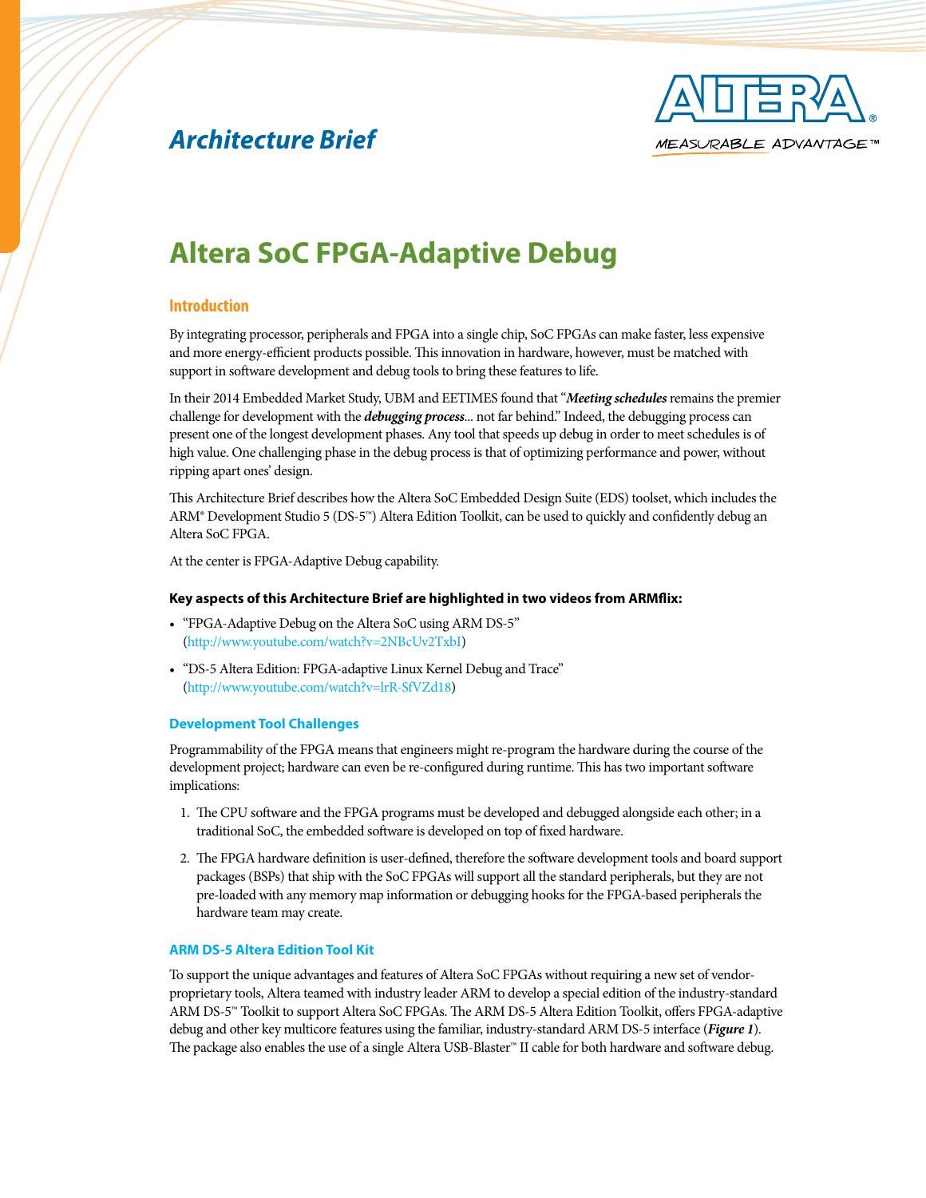Architecture Brief

# Altera SoC FPGA-Adaptive Debug

## Introduction

By integrating processor, peripherals and FPGA into a single chip, SoC FPGAs can make faster, less expensive and more energy-efficient products possible. This innovation in hardware, however, must be matched with support in software development and debug tools to bring these features to life.

In their 2014 Embedded Market Study, UBM and EETIMES found that "***Meeting schedules*** remains the premier challenge for development with the ***debugging process***... not far behind." Indeed, the debugging process can present one of the longest development phases. Any tool that speeds up debug in order to meet schedules is of high value. One challenging phase in the debug process is that of optimizing performance and power, without ripping apart ones' design.

This Architecture Brief describes how the Altera SoC Embedded Design Suite (EDS) toolset, which includes the ARM® Development Studio 5 (DS-5™) Altera Edition Toolkit, can be used to quickly and confidently debug an Altera SoC FPGA.

At the center is FPGA-Adaptive Debug capability.

**Key aspects of this Architecture Brief are highlighted in two videos from ARMflix:**

- "FPGA-Adaptive Debug on the Altera SoC using ARM DS-5" (http://www.youtube.com/watch?v=2NBcUv2TxbI)
- "DS-5 Altera Edition: FPGA-adaptive Linux Kernel Debug and Trace" (http://www.youtube.com/watch?v=lrR-SfVZd18)

### Development Tool Challenges

Programmability of the FPGA means that engineers might re-program the hardware during the course of the development project; hardware can even be re-configured during runtime. This has two important software implications:

1. The CPU software and the FPGA programs must be developed and debugged alongside each other; in a traditional SoC, the embedded software is developed on top of fixed hardware.
2. The FPGA hardware definition is user-defined, therefore the software development tools and board support packages (BSPs) that ship with the SoC FPGAs will support all the standard peripherals, but they are not pre-loaded with any memory map information or debugging hooks for the FPGA-based peripherals the hardware team may create.

### ARM DS-5 Altera Edition Tool Kit

To support the unique advantages and features of Altera SoC FPGAs without requiring a new set of vendor-proprietary tools, Altera teamed with industry leader ARM to develop a special edition of the industry-standard ARM DS-5™ Toolkit to support Altera SoC FPGAs. The ARM DS-5 Altera Edition Toolkit, offers FPGA-adaptive debug and other key multicore features using the familiar, industry-standard ARM DS-5 interface (***Figure 1***). The package also enables the use of a single Altera USB-Blaster™ II cable for both hardware and software debug.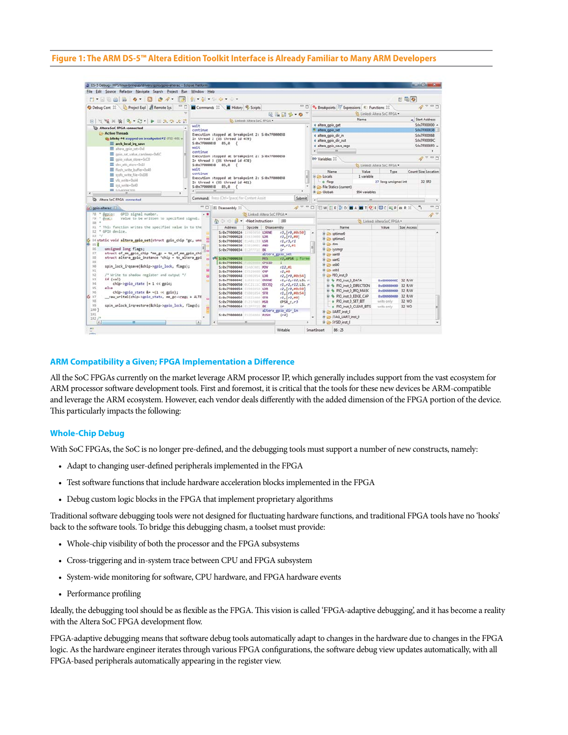**Figure 1: The ARM DS-5™ Altera Edition Toolkit Interface is Already Familiar to Many ARM Developers**

### ARM Compatibility a Given; FPGA Implementation a Difference

All the SoC FPGAs currently on the market leverage ARM processor IP, which generally includes support from the vast ecosystem for ARM processor software development tools. First and foremost, it is critical that the tools for these new devices be ARM-compatible and leverage the ARM ecosystem. However, each vendor deals differently with the added dimension of the FPGA portion of the device. This particularly impacts the following:

### Whole-Chip Debug

With SoC FPGAs, the SoC is no longer pre-defined, and the debugging tools must support a number of new constructs, namely:

- Adapt to changing user-defined peripherals implemented in the FPGA
- Test software functions that include hardware acceleration blocks implemented in the FPGA
- Debug custom logic blocks in the FPGA that implement proprietary algorithms

Traditional software debugging tools were not designed for fluctuating hardware functions, and traditional FPGA tools have no 'hooks' back to the software tools. To bridge this debugging chasm, a toolset must provide:

- Whole-chip visibility of both the processor and the FPGA subsystems
- Cross-triggering and in-system trace between CPU and FPGA subsystem
- System-wide monitoring for software, CPU hardware, and FPGA hardware events
- Performance profiling

Ideally, the debugging tool should be as flexible as the FPGA. This vision is called 'FPGA-adaptive debugging', and it has become a reality with the Altera SoC FPGA development flow.

FPGA-adaptive debugging means that software debug tools automatically adapt to changes in the hardware due to changes in the FPGA logic. As the hardware engineer iterates through various FPGA configurations, the software debug view updates automatically, with all FPGA-based peripherals automatically appearing in the register view.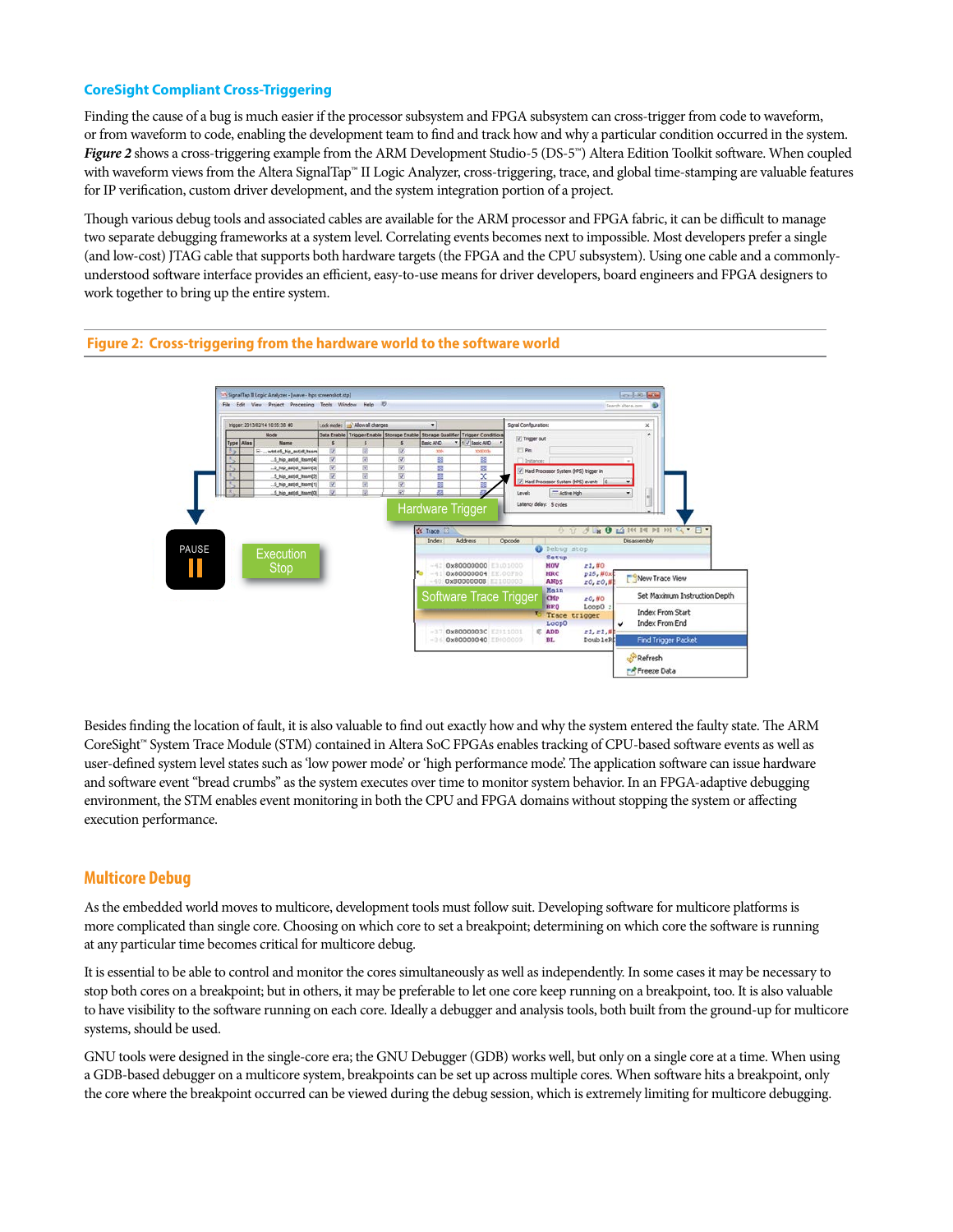## CoreSight Compliant Cross-Triggering

Finding the cause of a bug is much easier if the processor subsystem and FPGA subsystem can cross-trigger from code to waveform, or from waveform to code, enabling the development team to find and track how and why a particular condition occurred in the system. ***Figure 2*** shows a cross-triggering example from the ARM Development Studio-5 (DS-5™) Altera Edition Toolkit software. When coupled with waveform views from the Altera SignalTap™ II Logic Analyzer, cross-triggering, trace, and global time-stamping are valuable features for IP verification, custom driver development, and the system integration portion of a project.

Though various debug tools and associated cables are available for the ARM processor and FPGA fabric, it can be difficult to manage two separate debugging frameworks at a system level. Correlating events becomes next to impossible. Most developers prefer a single (and low-cost) JTAG cable that supports both hardware targets (the FPGA and the CPU subsystem). Using one cable and a commonly-understood software interface provides an efficient, easy-to-use means for driver developers, board engineers and FPGA designers to work together to bring up the entire system.

**Figure 2: Cross-triggering from the hardware world to the software world**

Besides finding the location of fault, it is also valuable to find out exactly how and why the system entered the faulty state. The ARM CoreSight™ System Trace Module (STM) contained in Altera SoC FPGAs enables tracking of CPU-based software events as well as user-defined system level states such as 'low power mode' or 'high performance mode'. The application software can issue hardware and software event "bread crumbs" as the system executes over time to monitor system behavior. In an FPGA-adaptive debugging environment, the STM enables event monitoring in both the CPU and FPGA domains without stopping the system or affecting execution performance.

## Multicore Debug

As the embedded world moves to multicore, development tools must follow suit. Developing software for multicore platforms is more complicated than single core. Choosing on which core to set a breakpoint; determining on which core the software is running at any particular time becomes critical for multicore debug.

It is essential to be able to control and monitor the cores simultaneously as well as independently. In some cases it may be necessary to stop both cores on a breakpoint; but in others, it may be preferable to let one core keep running on a breakpoint, too. It is also valuable to have visibility to the software running on each core. Ideally a debugger and analysis tools, both built from the ground-up for multicore systems, should be used.

GNU tools were designed in the single-core era; the GNU Debugger (GDB) works well, but only on a single core at a time. When using a GDB-based debugger on a multicore system, breakpoints can be set up across multiple cores. When software hits a breakpoint, only the core where the breakpoint occurred can be viewed during the debug session, which is extremely limiting for multicore debugging.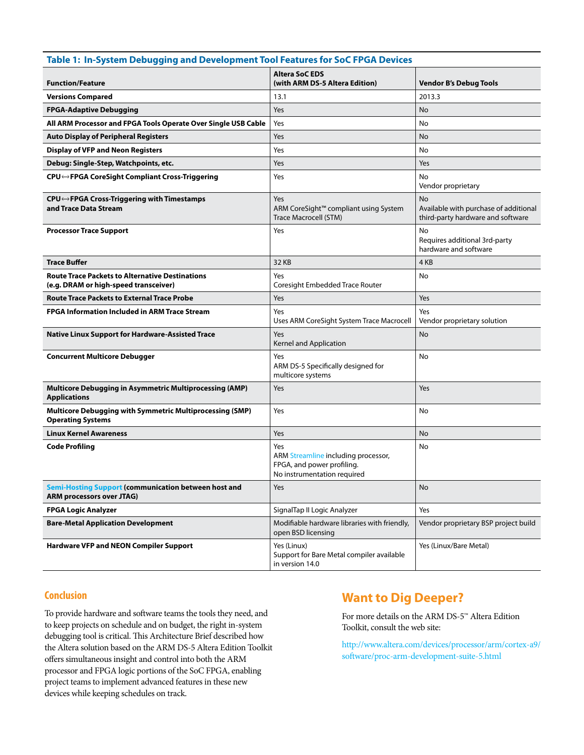**Table 1: In-System Debugging and Development Tool Features for SoC FPGA Devices**

| Function/Feature | Altera SoC EDS (with ARM DS-5 Altera Edition) | Vendor B's Debug Tools |
|---|---|---|
| **Versions Compared** | 13.1 | 2013.3 |
| **FPGA-Adaptive Debugging** | Yes | No |
| **All ARM Processor and FPGA Tools Operate Over Single USB Cable** | Yes | No |
| **Auto Display of Peripheral Registers** | Yes | No |
| **Display of VFP and Neon Registers** | Yes | No |
| **Debug: Single-Step, Watchpoints, etc.** | Yes | Yes |
| **CPU↔FPGA CoreSight Compliant Cross-Triggering** | Yes | No<br>Vendor proprietary |
| **CPU↔FPGA Cross-Triggering with Timestamps and Trace Data Stream** | Yes<br>ARM CoreSight™ compliant using System Trace Macrocell (STM) | No<br>Available with purchase of additional third-party hardware and software |
| **Processor Trace Support** | Yes | No<br>Requires additional 3rd-party hardware and software |
| **Trace Buffer** | 32 KB | 4 KB |
| **Route Trace Packets to Alternative Destinations (e.g. DRAM or high-speed transceiver)** | Yes<br>Coresight Embedded Trace Router | No |
| **Route Trace Packets to External Trace Probe** | Yes | Yes |
| **FPGA Information Included in ARM Trace Stream** | Yes<br>Uses ARM CoreSight System Trace Macrocell | Yes<br>Vendor proprietary solution |
| **Native Linux Support for Hardware-Assisted Trace** | Yes<br>Kernel and Application | No |
| **Concurrent Multicore Debugger** | Yes<br>ARM DS-5 Specifically designed for multicore systems | No |
| **Multicore Debugging in Asymmetric Multiprocessing (AMP) Applications** | Yes | Yes |
| **Multicore Debugging with Symmetric Multiprocessing (SMP) Operating Systems** | Yes | No |
| **Linux Kernel Awareness** | Yes | No |
| **Code Profiling** | Yes<br>ARM Streamline including processor, FPGA, and power profiling.<br>No instrumentation required | No |
| **Semi-Hosting Support (communication between host and ARM processors over JTAG)** | Yes | No |
| **FPGA Logic Analyzer** | SignalTap II Logic Analyzer | Yes |
| **Bare-Metal Application Development** | Modifiable hardware libraries with friendly, open BSD licensing | Vendor proprietary BSP project build |
| **Hardware VFP and NEON Compiler Support** | Yes (Linux)<br>Support for Bare Metal compiler available in version 14.0 | Yes (Linux/Bare Metal) |

## Conclusion

To provide hardware and software teams the tools they need, and to keep projects on schedule and on budget, the right in-system debugging tool is critical. This Architecture Brief described how the Altera solution based on the ARM DS-5 Altera Edition Toolkit offers simultaneous insight and control into both the ARM processor and FPGA logic portions of the SoC FPGA, enabling project teams to implement advanced features in these new devices while keeping schedules on track.

## Want to Dig Deeper?

For more details on the ARM DS-5™ Altera Edition Toolkit, consult the web site:

http://www.altera.com/devices/processor/arm/cortex-a9/software/proc-arm-development-suite-5.html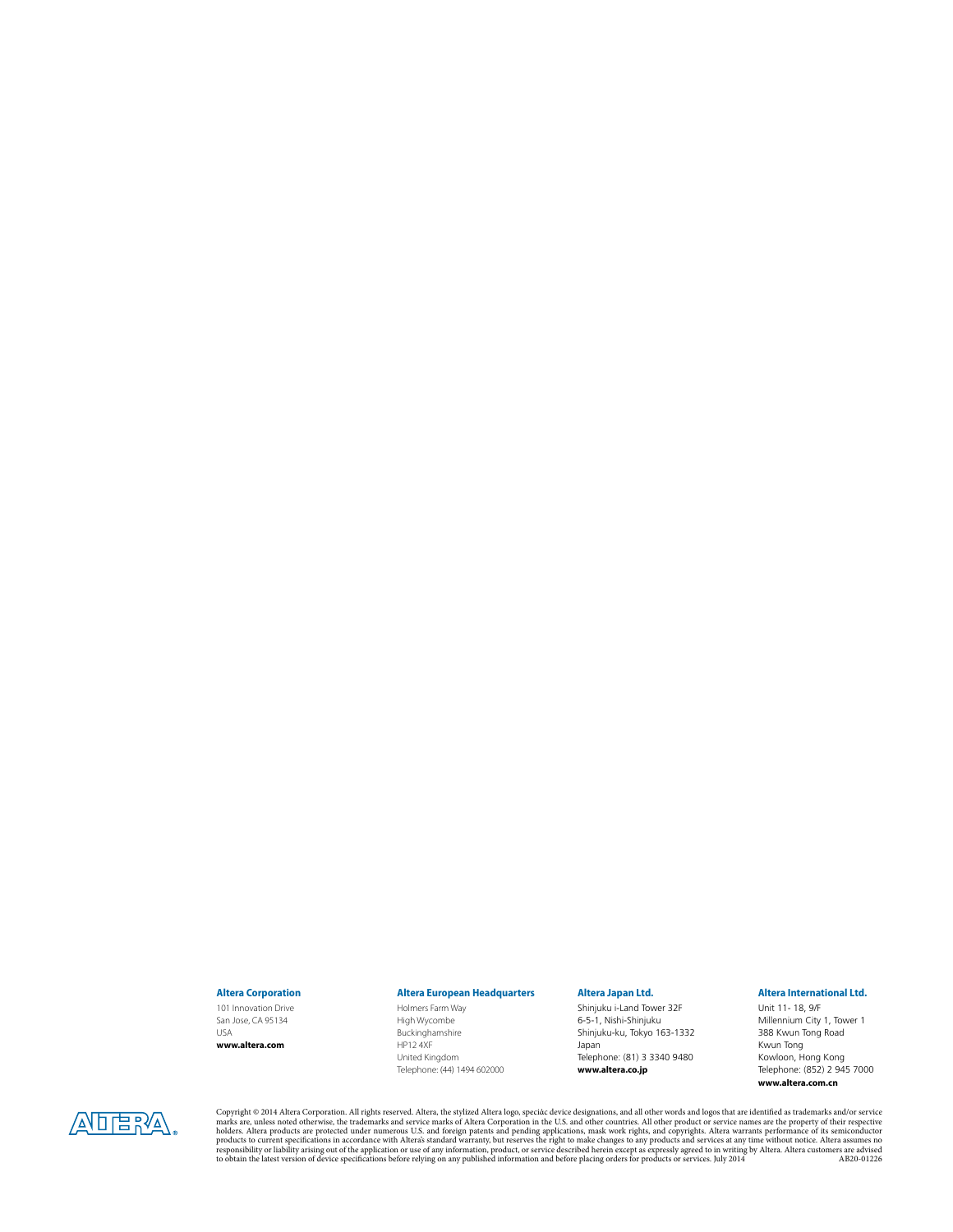**Altera Corporation**
101 Innovation Drive
San Jose, CA 95134
USA
**www.altera.com**

**Altera European Headquarters**
Holmers Farm Way
High Wycombe
Buckinghamshire
HP12 4XF
United Kingdom
Telephone: (44) 1494 602000

**Altera Japan Ltd.**
Shinjuku i-Land Tower 32F
6-5-1, Nishi-Shinjuku
Shinjuku-ku, Tokyo 163-1332
Japan
Telephone: (81) 3 3340 9480
**www.altera.co.jp**

**Altera International Ltd.**
Unit 11- 18, 9/F
Millennium City 1, Tower 1
388 Kwun Tong Road
Kwun Tong
Kowloon, Hong Kong
Telephone: (852) 2 945 7000
**www.altera.com.cn**

Copyright © 2014 Altera Corporation. All rights reserved. Altera, the stylized Altera logo, specific device designations, and all other words and logos that are identified as trademarks and/or service marks are, unless noted otherwise, the trademarks and service marks of Altera Corporation in the U.S. and other countries. All other product or service names are the property of their respective holders. Altera products are protected under numerous U.S. and foreign patents and pending applications, mask work rights, and copyrights. Altera warrants performance of its semiconductor products to current specifications in accordance with Altera's standard warranty, but reserves the right to make changes to any products and services at any time without notice. Altera assumes no responsibility or liability arising out of the application or use of any information, product, or service described herein except as expressly agreed to in writing by Altera. Altera customers are advised to obtain the latest version of device specifications before relying on any published information and before placing orders for products or services. July 2014 AB20-01226